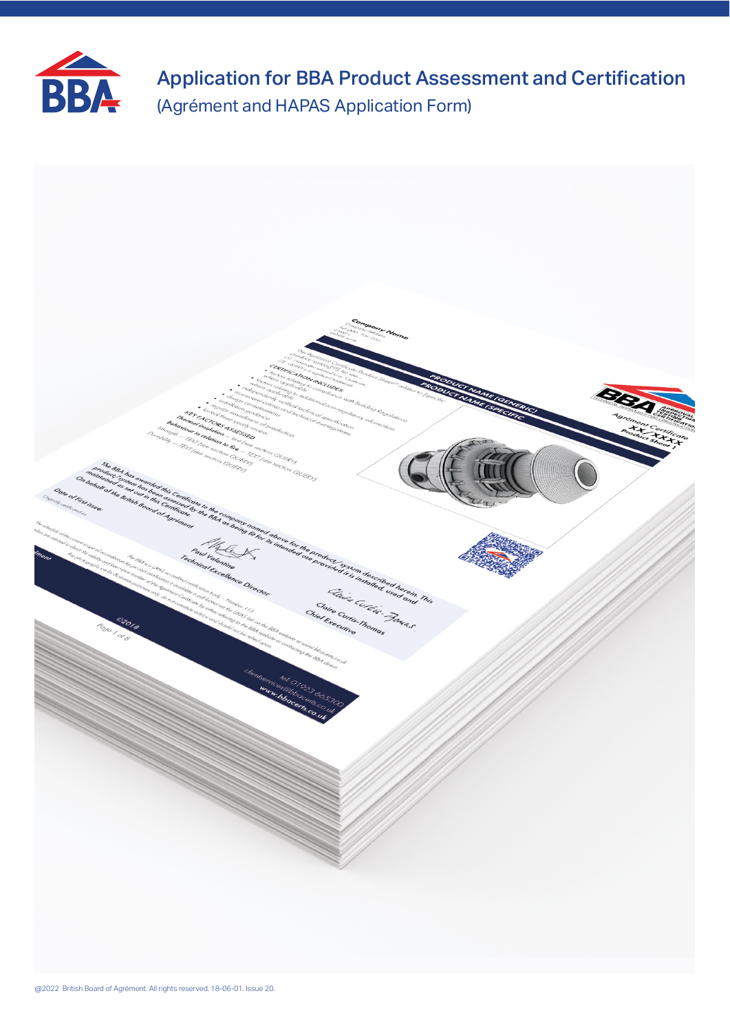# Application for BBA Product Assessment and Certification

## (Agrément and HAPAS Application Form)

@2022 British Board of Agrément. All rights reserved. 18-06-01. Issue 20.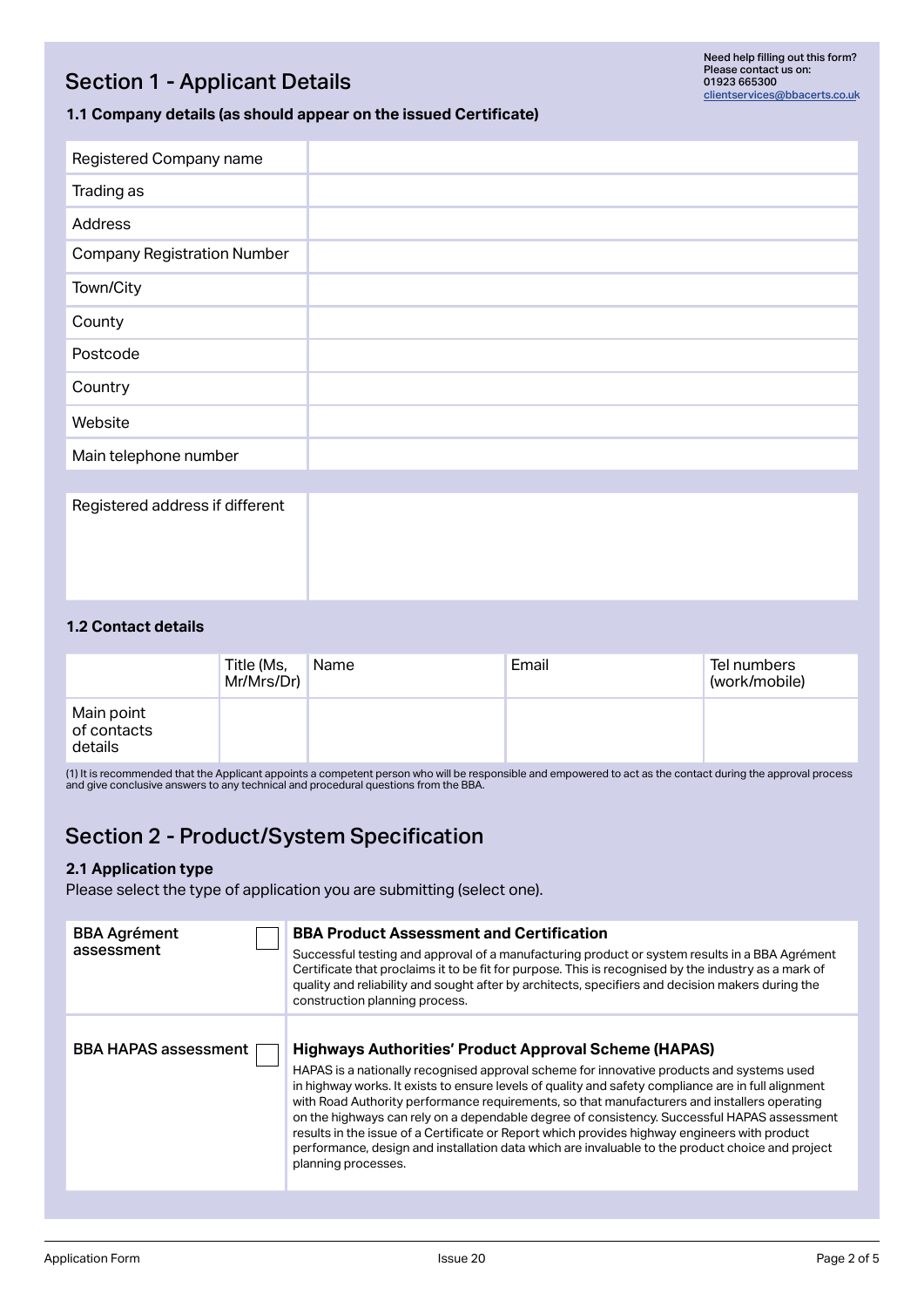## Section 1 - Applicant Details

Need help filling out this form?
Please contact us on:
01923 665300
clientservices@bbacerts.co.uk

### 1.1 Company details (as should appear on the issued Certificate)

| | |
|---|---|
| Registered Company name | |
| Trading as | |
| Address | |
| Company Registration Number | |
| Town/City | |
| County | |
| Postcode | |
| Country | |
| Website | |
| Main telephone number | |

| | |
|---|---|
| Registered address if different | |

### 1.2 Contact details

| | Title (Ms, Mr/Mrs/Dr) | Name | Email | Tel numbers (work/mobile) |
|---|---|---|---|---|
| Main point of contacts details | | | | |

(1) It is recommended that the Applicant appoints a competent person who will be responsible and empowered to act as the contact during the approval process and give conclusive answers to any technical and procedural questions from the BBA.

## Section 2 - Product/System Specification

### 2.1 Application type

Please select the type of application you are submitting (select one).

| | | |
|---|---|---|
| **BBA Agrément assessment** | ☐ | **BBA Product Assessment and Certification**<br>Successful testing and approval of a manufacturing product or system results in a BBA Agrément Certificate that proclaims it to be fit for purpose. This is recognised by the industry as a mark of quality and reliability and sought after by architects, specifiers and decision makers during the construction planning process. |
| BBA HAPAS assessment | ☐ | **Highways Authorities' Product Approval Scheme (HAPAS)**<br>HAPAS is a nationally recognised approval scheme for innovative products and systems used in highway works. It exists to ensure levels of quality and safety compliance are in full alignment with Road Authority performance requirements, so that manufacturers and installers operating on the highways can rely on a dependable degree of consistency. Successful HAPAS assessment results in the issue of a Certificate or Report which provides highway engineers with product performance, design and installation data which are invaluable to the product choice and project planning processes. |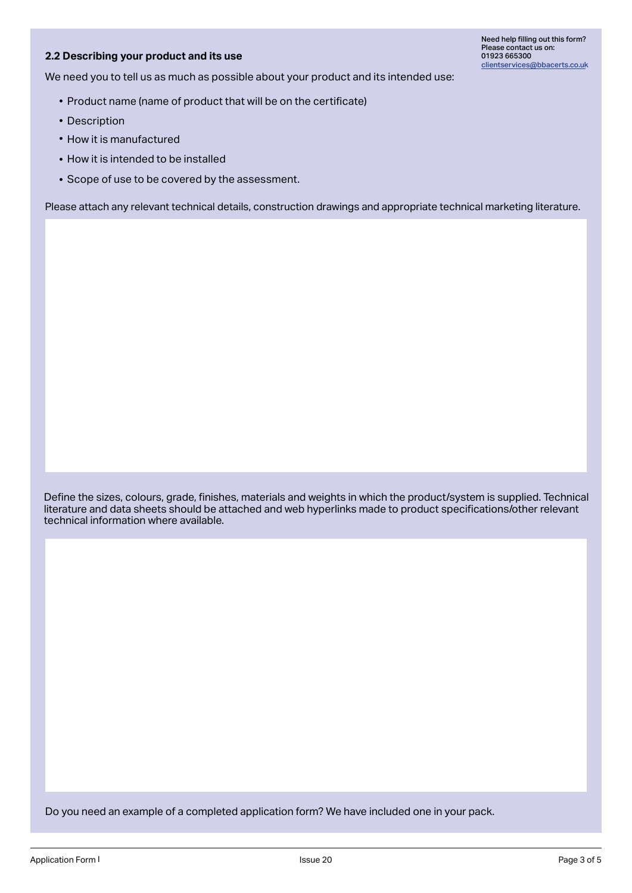## 2.2 Describing your product and its use

Need help filling out this form?
Please contact us on:
01923 665300
clientservices@bbacerts.co.uk

We need you to tell us as much as possible about your product and its intended use:

- Product name (name of product that will be on the certificate)
- Description
- How it is manufactured
- How it is intended to be installed
- Scope of use to be covered by the assessment.

Please attach any relevant technical details, construction drawings and appropriate technical marketing literature.

Define the sizes, colours, grade, finishes, materials and weights in which the product/system is supplied. Technical literature and data sheets should be attached and web hyperlinks made to product specifications/other relevant technical information where available.

Do you need an example of a completed application form? We have included one in your pack.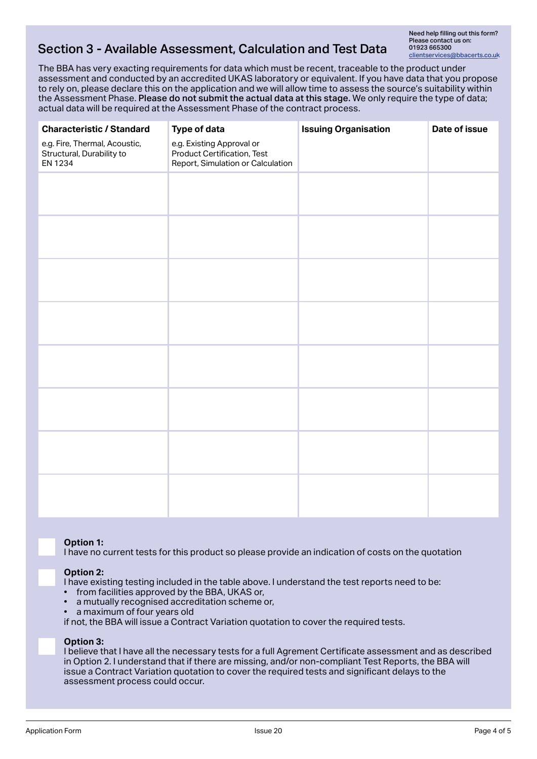## Section 3 - Available Assessment, Calculation and Test Data

Need help filling out this form? Please contact us on: 01923 665300 clientservices@bbacerts.co.uk

The BBA has very exacting requirements for data which must be recent, traceable to the product under assessment and conducted by an accredited UKAS laboratory or equivalent. If you have data that you propose to rely on, please declare this on the application and we will allow time to assess the source's suitability within the Assessment Phase. **Please do not submit the actual data at this stage.** We only require the type of data; actual data will be required at the Assessment Phase of the contract process.

| **Characteristic / Standard**<br>e.g. Fire, Thermal, Acoustic, Structural, Durability to EN 1234 | **Type of data**<br>e.g. Existing Approval or Product Certification, Test Report, Simulation or Calculation | **Issuing Organisation** | **Date of issue** |
|---|---|---|---|
| | | | |
| | | | |
| | | | |
| | | | |
| | | | |
| | | | |
| | | | |
| | | | |

☐ **Option 1:**
I have no current tests for this product so please provide an indication of costs on the quotation

☐ **Option 2:**
I have existing testing included in the table above. I understand the test reports need to be:
- from facilities approved by the BBA, UKAS or,
- a mutually recognised accreditation scheme or,
- a maximum of four years old

if not, the BBA will issue a Contract Variation quotation to cover the required tests.

☐ **Option 3:**
I believe that I have all the necessary tests for a full Agrement Certificate assessment and as described in Option 2. I understand that if there are missing, and/or non-compliant Test Reports, the BBA will issue a Contract Variation quotation to cover the required tests and significant delays to the assessment process could occur.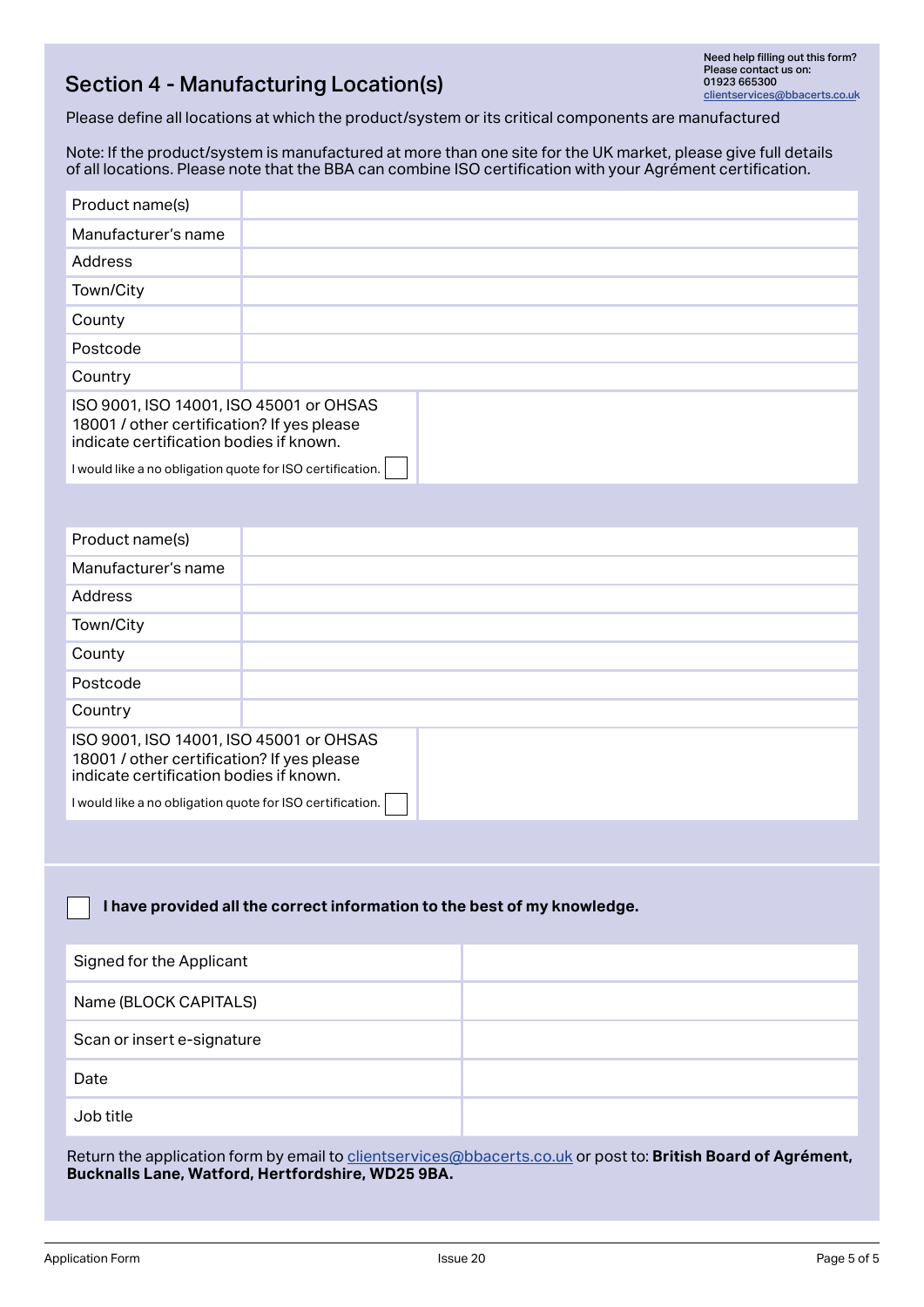## Section 4 - Manufacturing Location(s)

Need help filling out this form?
Please contact us on:
01923 665300
clientservices@bbacerts.co.uk

Please define all locations at which the product/system or its critical components are manufactured

Note: If the product/system is manufactured at more than one site for the UK market, please give full details of all locations. Please note that the BBA can combine ISO certification with your Agrément certification.

| | |
|---|---|
| Product name(s) | |
| Manufacturer's name | |
| Address | |
| Town/City | |
| County | |
| Postcode | |
| Country | |
| ISO 9001, ISO 14001, ISO 45001 or OHSAS 18001 / other certification? If yes please indicate certification bodies if known. <br> I would like a no obligation quote for ISO certification. ☐ | |

| | |
|---|---|
| Product name(s) | |
| Manufacturer's name | |
| Address | |
| Town/City | |
| County | |
| Postcode | |
| Country | |
| ISO 9001, ISO 14001, ISO 45001 or OHSAS 18001 / other certification? If yes please indicate certification bodies if known. <br> I would like a no obligation quote for ISO certification. ☐ | |

☐ **I have provided all the correct information to the best of my knowledge.**

| | |
|---|---|
| Signed for the Applicant | |
| Name (BLOCK CAPITALS) | |
| Scan or insert e-signature | |
| Date | |
| Job title | |

Return the application form by email to clientservices@bbacerts.co.uk or post to: **British Board of Agrément, Bucknalls Lane, Watford, Hertfordshire, WD25 9BA.**